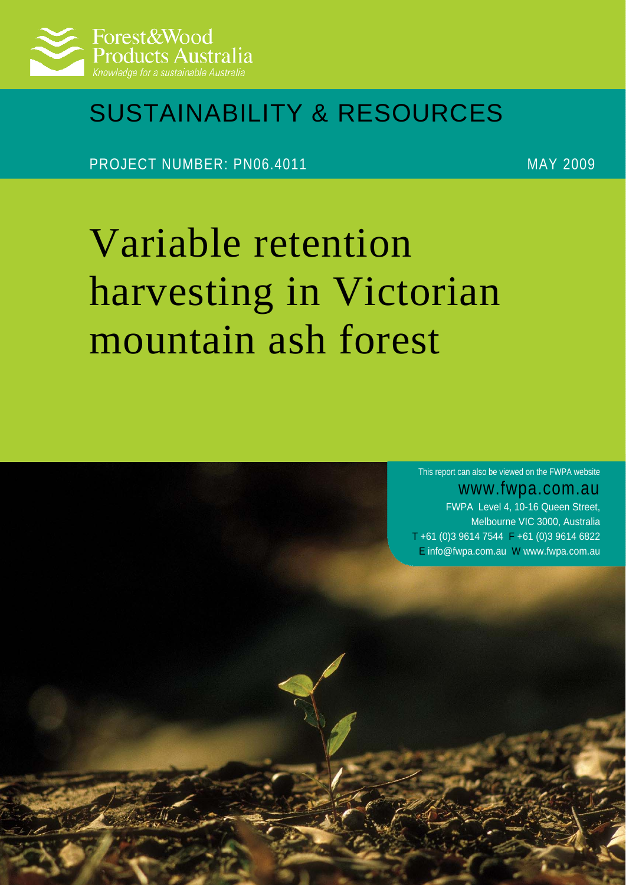Forest&Wood Products Australia

*Knowledge for a sustainable Australia*

## SUSTAINABILITY & RESOURCES

PROJECT NUMBER: PN06.4011

MAY 2009

# Variable retention harvesting in Victorian mountain ash forest

This report can also be viewed on the FWPA website

www.fwpa.com.au

FWPA Level 4, 10-16 Queen Street, Melbourne VIC 3000, Australia

T +61 (0)3 9614 7544 F +61 (0)3 9614 6822

E info@fwpa.com.au W www.fwpa.com.au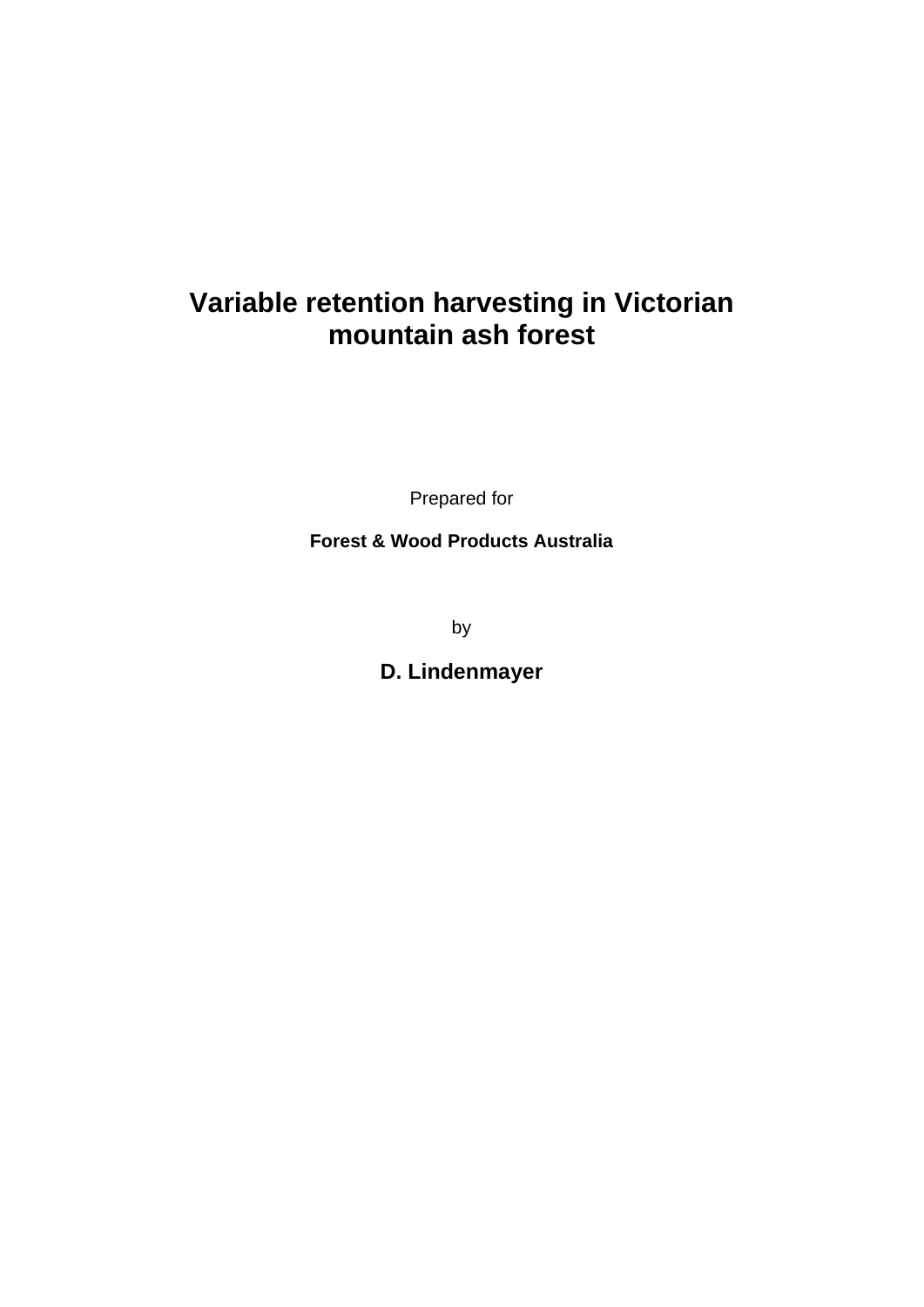# Variable retention harvesting in Victorian mountain ash forest

Prepared for

**Forest & Wood Products Australia**

by

**D. Lindenmayer**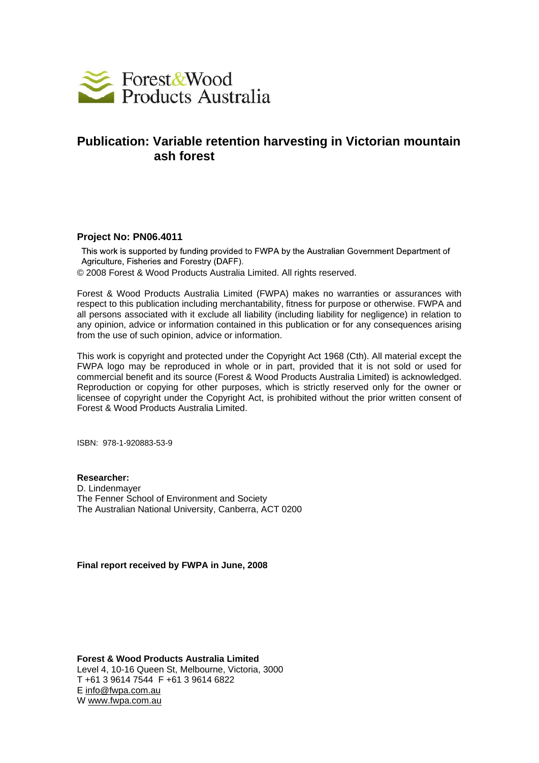Forest&Wood Products Australia

## Publication: Variable retention harvesting in Victorian mountain ash forest

**Project No: PN06.4011**

This work is supported by funding provided to FWPA by the Australian Government Department of Agriculture, Fisheries and Forestry (DAFF).

© 2008 Forest & Wood Products Australia Limited. All rights reserved.

Forest & Wood Products Australia Limited (FWPA) makes no warranties or assurances with respect to this publication including merchantability, fitness for purpose or otherwise. FWPA and all persons associated with it exclude all liability (including liability for negligence) in relation to any opinion, advice or information contained in this publication or for any consequences arising from the use of such opinion, advice or information.

This work is copyright and protected under the Copyright Act 1968 (Cth). All material except the FWPA logo may be reproduced in whole or in part, provided that it is not sold or used for commercial benefit and its source (Forest & Wood Products Australia Limited) is acknowledged. Reproduction or copying for other purposes, which is strictly reserved only for the owner or licensee of copyright under the Copyright Act, is prohibited without the prior written consent of Forest & Wood Products Australia Limited.

ISBN: 978-1-920883-53-9

**Researcher:**
D. Lindenmayer
The Fenner School of Environment and Society
The Australian National University, Canberra, ACT 0200

**Final report received by FWPA in June, 2008**

**Forest & Wood Products Australia Limited**
Level 4, 10-16 Queen St, Melbourne, Victoria, 3000
T +61 3 9614 7544 F +61 3 9614 6822
E info@fwpa.com.au
W www.fwpa.com.au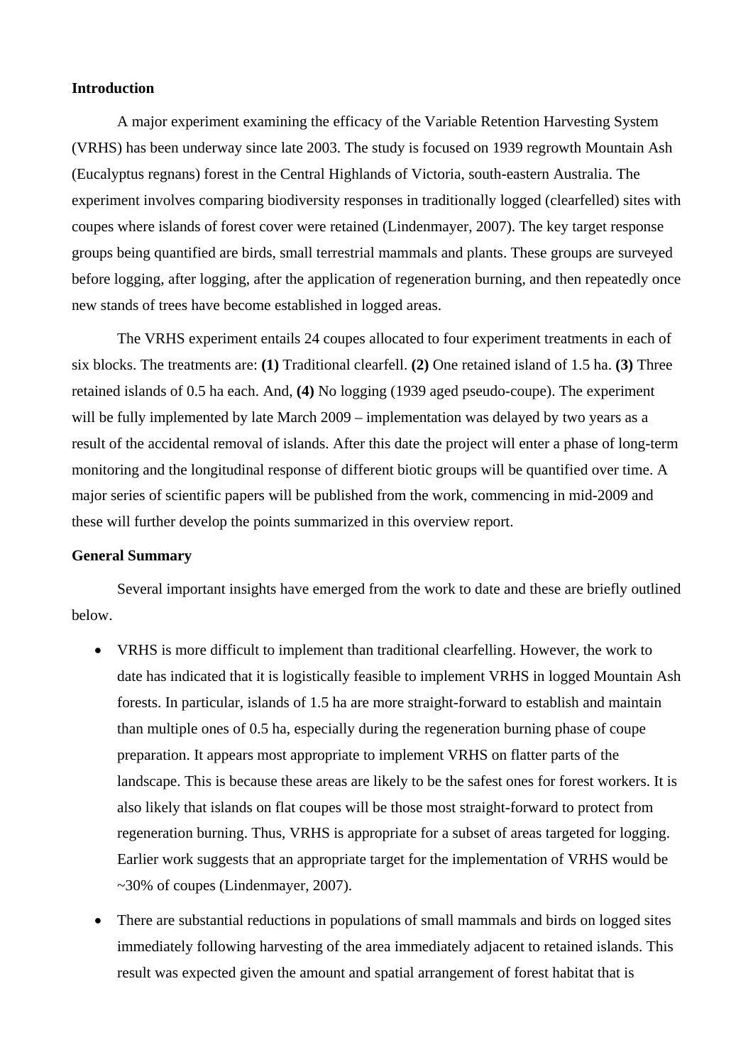## Introduction

A major experiment examining the efficacy of the Variable Retention Harvesting System (VRHS) has been underway since late 2003. The study is focused on 1939 regrowth Mountain Ash (Eucalyptus regnans) forest in the Central Highlands of Victoria, south-eastern Australia. The experiment involves comparing biodiversity responses in traditionally logged (clearfelled) sites with coupes where islands of forest cover were retained (Lindenmayer, 2007). The key target response groups being quantified are birds, small terrestrial mammals and plants. These groups are surveyed before logging, after logging, after the application of regeneration burning, and then repeatedly once new stands of trees have become established in logged areas.

The VRHS experiment entails 24 coupes allocated to four experiment treatments in each of six blocks. The treatments are: **(1)** Traditional clearfell. **(2)** One retained island of 1.5 ha. **(3)** Three retained islands of 0.5 ha each. And, **(4)** No logging (1939 aged pseudo-coupe). The experiment will be fully implemented by late March 2009 – implementation was delayed by two years as a result of the accidental removal of islands. After this date the project will enter a phase of long-term monitoring and the longitudinal response of different biotic groups will be quantified over time. A major series of scientific papers will be published from the work, commencing in mid-2009 and these will further develop the points summarized in this overview report.

## General Summary

Several important insights have emerged from the work to date and these are briefly outlined below.

- VRHS is more difficult to implement than traditional clearfelling. However, the work to date has indicated that it is logistically feasible to implement VRHS in logged Mountain Ash forests. In particular, islands of 1.5 ha are more straight-forward to establish and maintain than multiple ones of 0.5 ha, especially during the regeneration burning phase of coupe preparation. It appears most appropriate to implement VRHS on flatter parts of the landscape. This is because these areas are likely to be the safest ones for forest workers. It is also likely that islands on flat coupes will be those most straight-forward to protect from regeneration burning. Thus, VRHS is appropriate for a subset of areas targeted for logging. Earlier work suggests that an appropriate target for the implementation of VRHS would be ~30% of coupes (Lindenmayer, 2007).
- There are substantial reductions in populations of small mammals and birds on logged sites immediately following harvesting of the area immediately adjacent to retained islands. This result was expected given the amount and spatial arrangement of forest habitat that is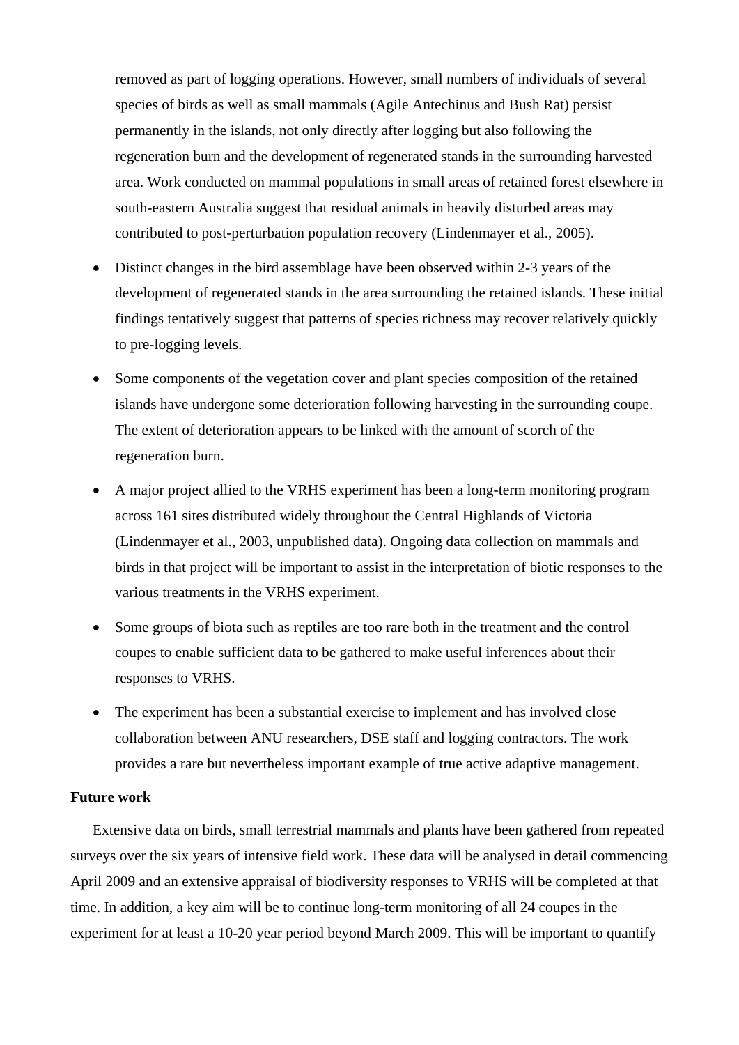removed as part of logging operations. However, small numbers of individuals of several species of birds as well as small mammals (Agile Antechinus and Bush Rat) persist permanently in the islands, not only directly after logging but also following the regeneration burn and the development of regenerated stands in the surrounding harvested area. Work conducted on mammal populations in small areas of retained forest elsewhere in south-eastern Australia suggest that residual animals in heavily disturbed areas may contributed to post-perturbation population recovery (Lindenmayer et al., 2005).

- Distinct changes in the bird assemblage have been observed within 2-3 years of the development of regenerated stands in the area surrounding the retained islands. These initial findings tentatively suggest that patterns of species richness may recover relatively quickly to pre-logging levels.
- Some components of the vegetation cover and plant species composition of the retained islands have undergone some deterioration following harvesting in the surrounding coupe. The extent of deterioration appears to be linked with the amount of scorch of the regeneration burn.
- A major project allied to the VRHS experiment has been a long-term monitoring program across 161 sites distributed widely throughout the Central Highlands of Victoria (Lindenmayer et al., 2003, unpublished data). Ongoing data collection on mammals and birds in that project will be important to assist in the interpretation of biotic responses to the various treatments in the VRHS experiment.
- Some groups of biota such as reptiles are too rare both in the treatment and the control coupes to enable sufficient data to be gathered to make useful inferences about their responses to VRHS.
- The experiment has been a substantial exercise to implement and has involved close collaboration between ANU researchers, DSE staff and logging contractors. The work provides a rare but nevertheless important example of true active adaptive management.

**Future work**

Extensive data on birds, small terrestrial mammals and plants have been gathered from repeated surveys over the six years of intensive field work. These data will be analysed in detail commencing April 2009 and an extensive appraisal of biodiversity responses to VRHS will be completed at that time. In addition, a key aim will be to continue long-term monitoring of all 24 coupes in the experiment for at least a 10-20 year period beyond March 2009. This will be important to quantify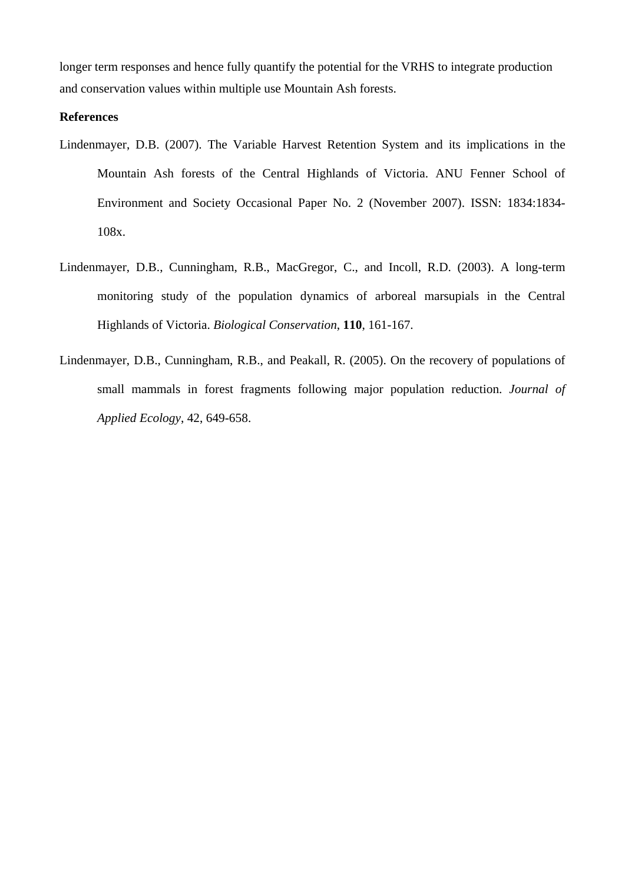longer term responses and hence fully quantify the potential for the VRHS to integrate production and conservation values within multiple use Mountain Ash forests.

**References**

Lindenmayer, D.B. (2007). The Variable Harvest Retention System and its implications in the Mountain Ash forests of the Central Highlands of Victoria. ANU Fenner School of Environment and Society Occasional Paper No. 2 (November 2007). ISSN: 1834:1834-108x.

Lindenmayer, D.B., Cunningham, R.B., MacGregor, C., and Incoll, R.D. (2003). A long-term monitoring study of the population dynamics of arboreal marsupials in the Central Highlands of Victoria. *Biological Conservation*, **110**, 161-167.

Lindenmayer, D.B., Cunningham, R.B., and Peakall, R. (2005). On the recovery of populations of small mammals in forest fragments following major population reduction. *Journal of Applied Ecology*, 42, 649-658.